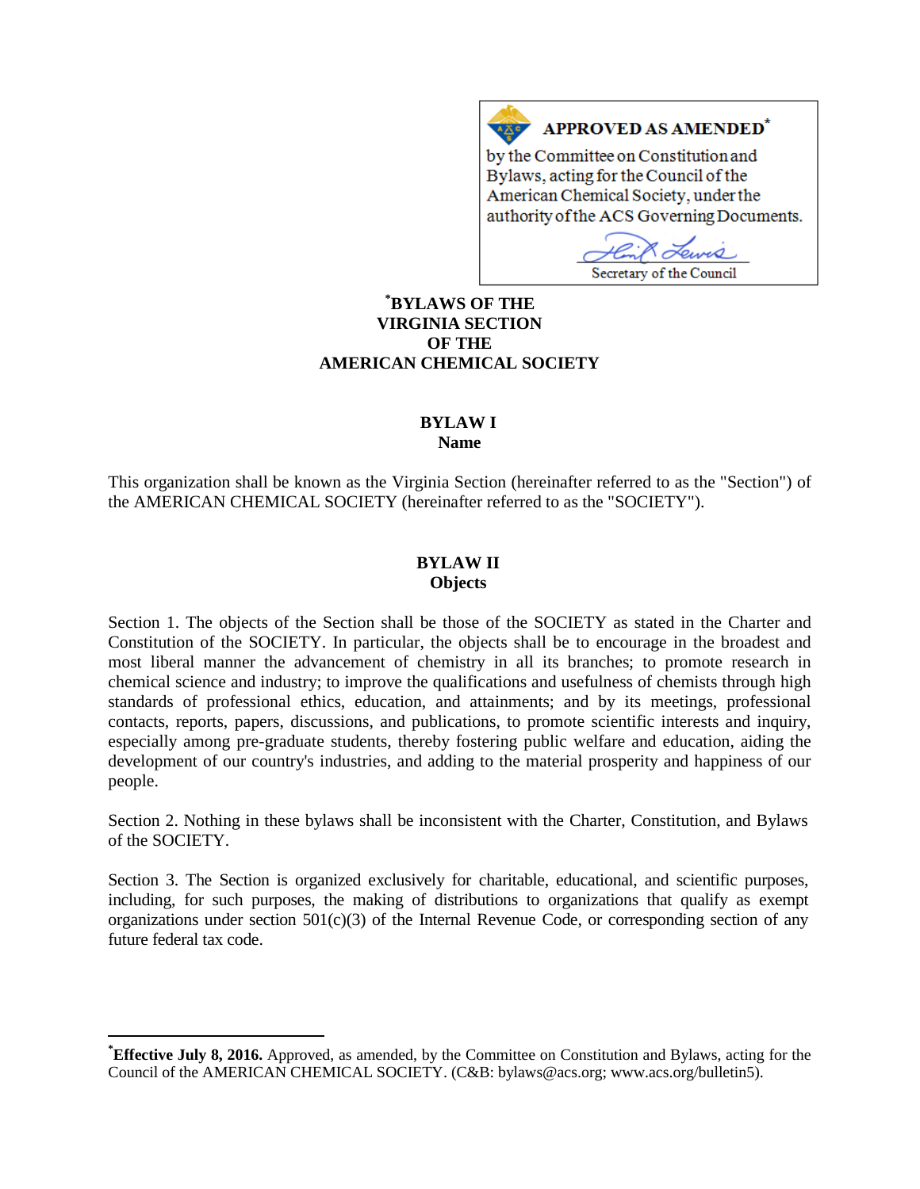**APPROVED AS AMENDED[*]**

by the Committee on Constitution and Bylaws, acting for the Council of the American Chemical Society, under the authority of the ACS Governing Documents.

Secretary of the Council

# [*]BYLAWS OF THE VIRGINIA SECTION OF THE AMERICAN CHEMICAL SOCIETY

## BYLAW I
### Name

This organization shall be known as the Virginia Section (hereinafter referred to as the "Section") of the AMERICAN CHEMICAL SOCIETY (hereinafter referred to as the "SOCIETY").

## BYLAW II
### Objects

Section 1. The objects of the Section shall be those of the SOCIETY as stated in the Charter and Constitution of the SOCIETY. In particular, the objects shall be to encourage in the broadest and most liberal manner the advancement of chemistry in all its branches; to promote research in chemical science and industry; to improve the qualifications and usefulness of chemists through high standards of professional ethics, education, and attainments; and by its meetings, professional contacts, reports, papers, discussions, and publications, to promote scientific interests and inquiry, especially among pre-graduate students, thereby fostering public welfare and education, aiding the development of our country's industries, and adding to the material prosperity and happiness of our people.

Section 2. Nothing in these bylaws shall be inconsistent with the Charter, Constitution, and Bylaws of the SOCIETY.

Section 3. The Section is organized exclusively for charitable, educational, and scientific purposes, including, for such purposes, the making of distributions to organizations that qualify as exempt organizations under section 501(c)(3) of the Internal Revenue Code, or corresponding section of any future federal tax code.

---

[*]**Effective July 8, 2016.** Approved, as amended, by the Committee on Constitution and Bylaws, acting for the Council of the AMERICAN CHEMICAL SOCIETY. (C&B: bylaws@acs.org; www.acs.org/bulletin5).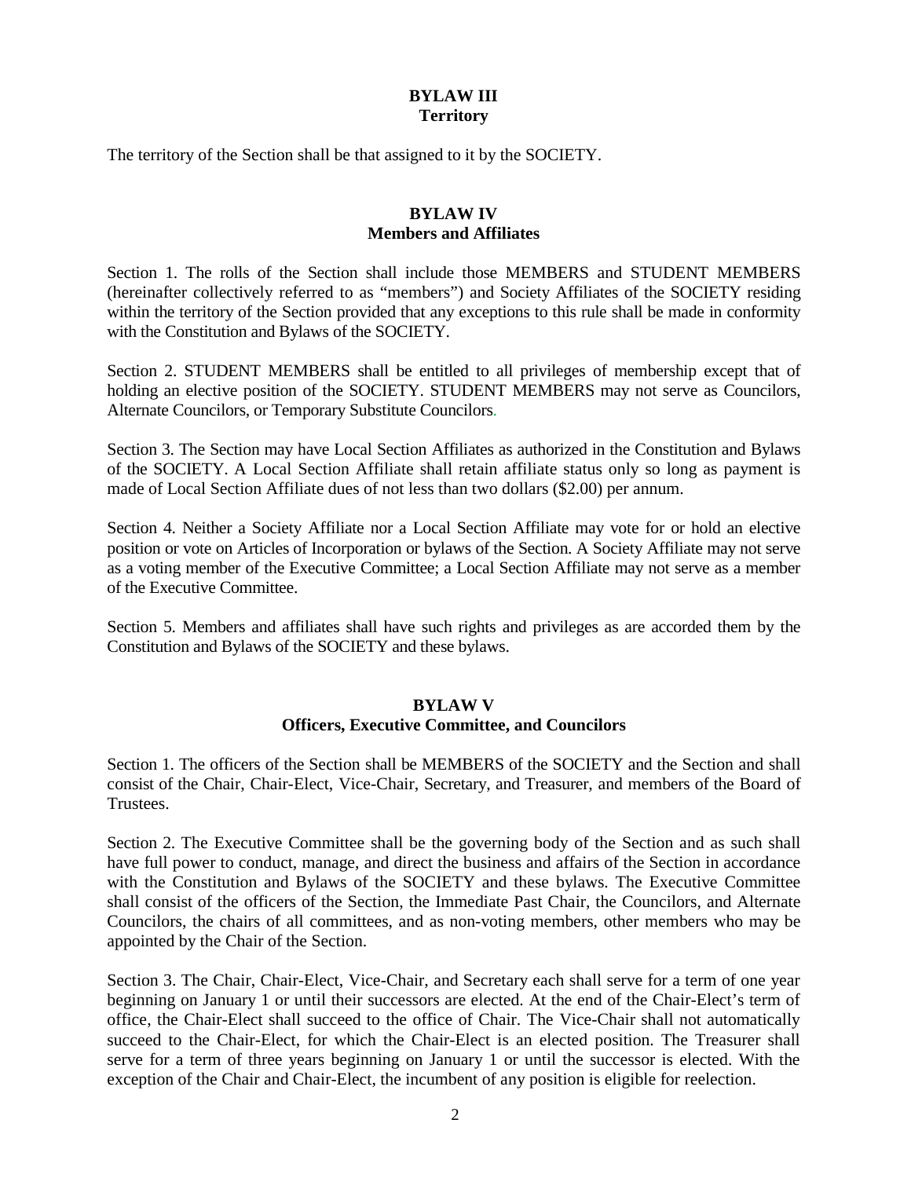## BYLAW III
## Territory

The territory of the Section shall be that assigned to it by the SOCIETY.

## BYLAW IV
## Members and Affiliates

Section 1. The rolls of the Section shall include those MEMBERS and STUDENT MEMBERS (hereinafter collectively referred to as "members") and Society Affiliates of the SOCIETY residing within the territory of the Section provided that any exceptions to this rule shall be made in conformity with the Constitution and Bylaws of the SOCIETY.

Section 2. STUDENT MEMBERS shall be entitled to all privileges of membership except that of holding an elective position of the SOCIETY. STUDENT MEMBERS may not serve as Councilors, Alternate Councilors, or Temporary Substitute Councilors.

Section 3. The Section may have Local Section Affiliates as authorized in the Constitution and Bylaws of the SOCIETY. A Local Section Affiliate shall retain affiliate status only so long as payment is made of Local Section Affiliate dues of not less than two dollars ($2.00) per annum.

Section 4. Neither a Society Affiliate nor a Local Section Affiliate may vote for or hold an elective position or vote on Articles of Incorporation or bylaws of the Section. A Society Affiliate may not serve as a voting member of the Executive Committee; a Local Section Affiliate may not serve as a member of the Executive Committee.

Section 5. Members and affiliates shall have such rights and privileges as are accorded them by the Constitution and Bylaws of the SOCIETY and these bylaws.

## BYLAW V
## Officers, Executive Committee, and Councilors

Section 1. The officers of the Section shall be MEMBERS of the SOCIETY and the Section and shall consist of the Chair, Chair-Elect, Vice-Chair, Secretary, and Treasurer, and members of the Board of Trustees.

Section 2. The Executive Committee shall be the governing body of the Section and as such shall have full power to conduct, manage, and direct the business and affairs of the Section in accordance with the Constitution and Bylaws of the SOCIETY and these bylaws. The Executive Committee shall consist of the officers of the Section, the Immediate Past Chair, the Councilors, and Alternate Councilors, the chairs of all committees, and as non-voting members, other members who may be appointed by the Chair of the Section.

Section 3. The Chair, Chair-Elect, Vice-Chair, and Secretary each shall serve for a term of one year beginning on January 1 or until their successors are elected. At the end of the Chair-Elect's term of office, the Chair-Elect shall succeed to the office of Chair. The Vice-Chair shall not automatically succeed to the Chair-Elect, for which the Chair-Elect is an elected position. The Treasurer shall serve for a term of three years beginning on January 1 or until the successor is elected. With the exception of the Chair and Chair-Elect, the incumbent of any position is eligible for reelection.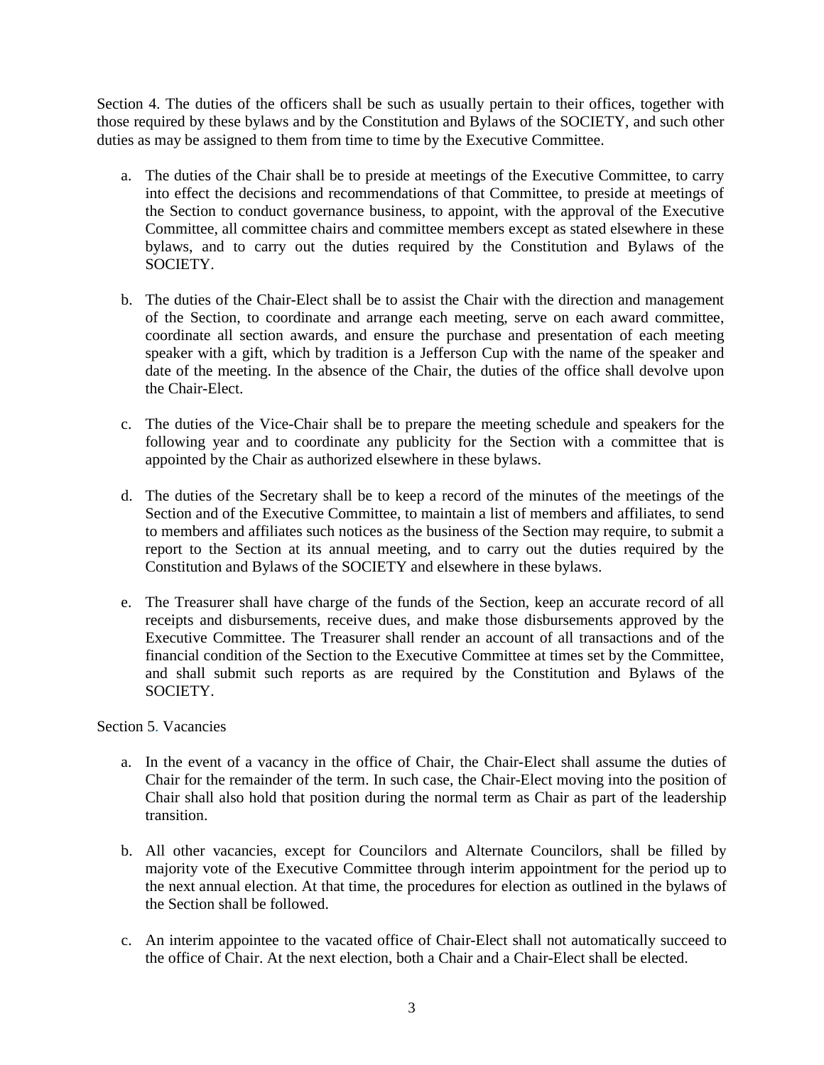Section 4. The duties of the officers shall be such as usually pertain to their offices, together with those required by these bylaws and by the Constitution and Bylaws of the SOCIETY, and such other duties as may be assigned to them from time to time by the Executive Committee.

a. The duties of the Chair shall be to preside at meetings of the Executive Committee, to carry into effect the decisions and recommendations of that Committee, to preside at meetings of the Section to conduct governance business, to appoint, with the approval of the Executive Committee, all committee chairs and committee members except as stated elsewhere in these bylaws, and to carry out the duties required by the Constitution and Bylaws of the SOCIETY.

b. The duties of the Chair-Elect shall be to assist the Chair with the direction and management of the Section, to coordinate and arrange each meeting, serve on each award committee, coordinate all section awards, and ensure the purchase and presentation of each meeting speaker with a gift, which by tradition is a Jefferson Cup with the name of the speaker and date of the meeting. In the absence of the Chair, the duties of the office shall devolve upon the Chair-Elect.

c. The duties of the Vice-Chair shall be to prepare the meeting schedule and speakers for the following year and to coordinate any publicity for the Section with a committee that is appointed by the Chair as authorized elsewhere in these bylaws.

d. The duties of the Secretary shall be to keep a record of the minutes of the meetings of the Section and of the Executive Committee, to maintain a list of members and affiliates, to send to members and affiliates such notices as the business of the Section may require, to submit a report to the Section at its annual meeting, and to carry out the duties required by the Constitution and Bylaws of the SOCIETY and elsewhere in these bylaws.

e. The Treasurer shall have charge of the funds of the Section, keep an accurate record of all receipts and disbursements, receive dues, and make those disbursements approved by the Executive Committee. The Treasurer shall render an account of all transactions and of the financial condition of the Section to the Executive Committee at times set by the Committee, and shall submit such reports as are required by the Constitution and Bylaws of the SOCIETY.

Section 5. Vacancies

a. In the event of a vacancy in the office of Chair, the Chair-Elect shall assume the duties of Chair for the remainder of the term. In such case, the Chair-Elect moving into the position of Chair shall also hold that position during the normal term as Chair as part of the leadership transition.

b. All other vacancies, except for Councilors and Alternate Councilors, shall be filled by majority vote of the Executive Committee through interim appointment for the period up to the next annual election. At that time, the procedures for election as outlined in the bylaws of the Section shall be followed.

c. An interim appointee to the vacated office of Chair-Elect shall not automatically succeed to the office of Chair. At the next election, both a Chair and a Chair-Elect shall be elected.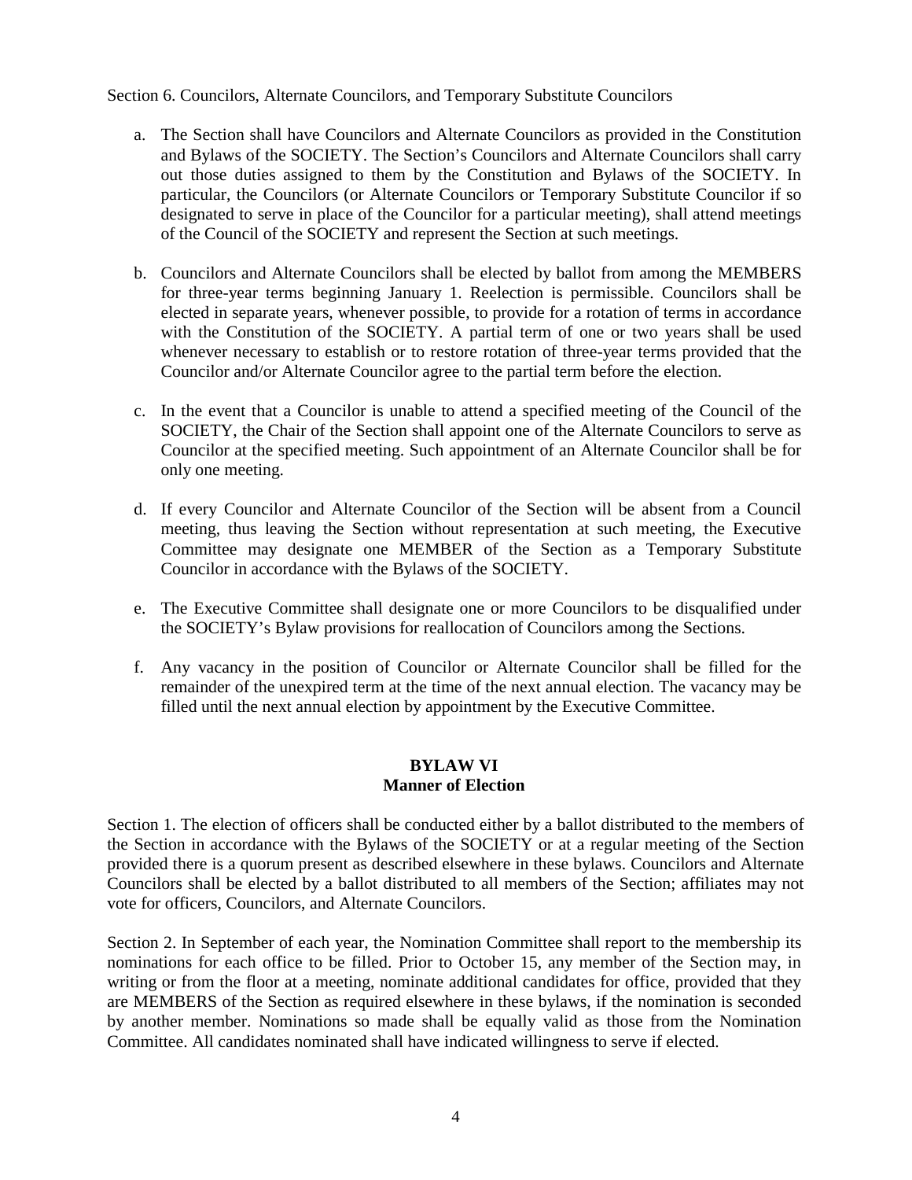Section 6. Councilors, Alternate Councilors, and Temporary Substitute Councilors

a. The Section shall have Councilors and Alternate Councilors as provided in the Constitution and Bylaws of the SOCIETY. The Section's Councilors and Alternate Councilors shall carry out those duties assigned to them by the Constitution and Bylaws of the SOCIETY. In particular, the Councilors (or Alternate Councilors or Temporary Substitute Councilor if so designated to serve in place of the Councilor for a particular meeting), shall attend meetings of the Council of the SOCIETY and represent the Section at such meetings.

b. Councilors and Alternate Councilors shall be elected by ballot from among the MEMBERS for three-year terms beginning January 1. Reelection is permissible. Councilors shall be elected in separate years, whenever possible, to provide for a rotation of terms in accordance with the Constitution of the SOCIETY. A partial term of one or two years shall be used whenever necessary to establish or to restore rotation of three-year terms provided that the Councilor and/or Alternate Councilor agree to the partial term before the election.

c. In the event that a Councilor is unable to attend a specified meeting of the Council of the SOCIETY, the Chair of the Section shall appoint one of the Alternate Councilors to serve as Councilor at the specified meeting. Such appointment of an Alternate Councilor shall be for only one meeting.

d. If every Councilor and Alternate Councilor of the Section will be absent from a Council meeting, thus leaving the Section without representation at such meeting, the Executive Committee may designate one MEMBER of the Section as a Temporary Substitute Councilor in accordance with the Bylaws of the SOCIETY.

e. The Executive Committee shall designate one or more Councilors to be disqualified under the SOCIETY's Bylaw provisions for reallocation of Councilors among the Sections.

f. Any vacancy in the position of Councilor or Alternate Councilor shall be filled for the remainder of the unexpired term at the time of the next annual election. The vacancy may be filled until the next annual election by appointment by the Executive Committee.

## BYLAW VI
## Manner of Election

Section 1. The election of officers shall be conducted either by a ballot distributed to the members of the Section in accordance with the Bylaws of the SOCIETY or at a regular meeting of the Section provided there is a quorum present as described elsewhere in these bylaws. Councilors and Alternate Councilors shall be elected by a ballot distributed to all members of the Section; affiliates may not vote for officers, Councilors, and Alternate Councilors.

Section 2. In September of each year, the Nomination Committee shall report to the membership its nominations for each office to be filled. Prior to October 15, any member of the Section may, in writing or from the floor at a meeting, nominate additional candidates for office, provided that they are MEMBERS of the Section as required elsewhere in these bylaws, if the nomination is seconded by another member. Nominations so made shall be equally valid as those from the Nomination Committee. All candidates nominated shall have indicated willingness to serve if elected.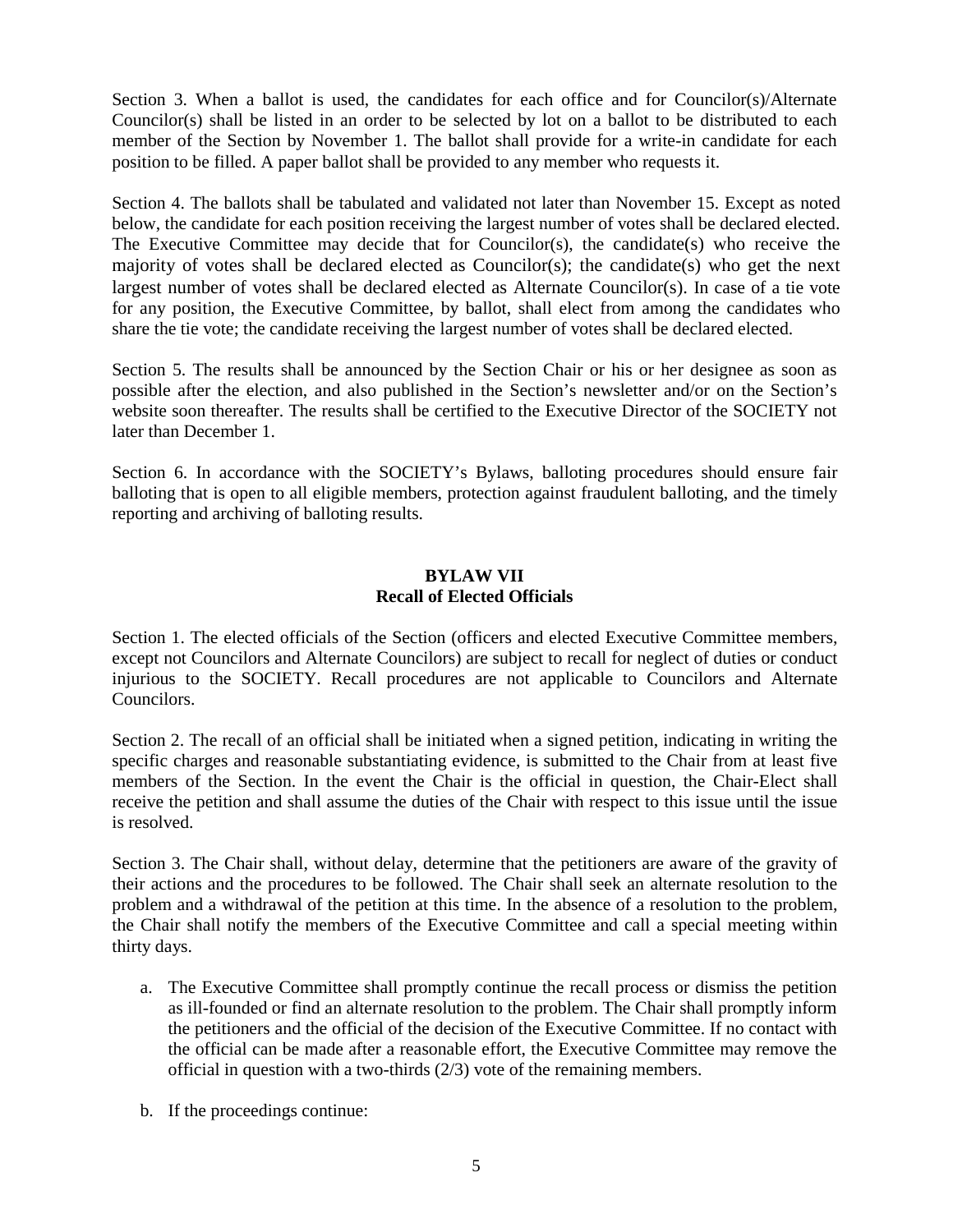Section 3. When a ballot is used, the candidates for each office and for Councilor(s)/Alternate Councilor(s) shall be listed in an order to be selected by lot on a ballot to be distributed to each member of the Section by November 1. The ballot shall provide for a write-in candidate for each position to be filled. A paper ballot shall be provided to any member who requests it.

Section 4. The ballots shall be tabulated and validated not later than November 15. Except as noted below, the candidate for each position receiving the largest number of votes shall be declared elected. The Executive Committee may decide that for Councilor(s), the candidate(s) who receive the majority of votes shall be declared elected as Councilor(s); the candidate(s) who get the next largest number of votes shall be declared elected as Alternate Councilor(s). In case of a tie vote for any position, the Executive Committee, by ballot, shall elect from among the candidates who share the tie vote; the candidate receiving the largest number of votes shall be declared elected.

Section 5. The results shall be announced by the Section Chair or his or her designee as soon as possible after the election, and also published in the Section's newsletter and/or on the Section's website soon thereafter. The results shall be certified to the Executive Director of the SOCIETY not later than December 1.

Section 6. In accordance with the SOCIETY's Bylaws, balloting procedures should ensure fair balloting that is open to all eligible members, protection against fraudulent balloting, and the timely reporting and archiving of balloting results.

## BYLAW VII
## Recall of Elected Officials

Section 1. The elected officials of the Section (officers and elected Executive Committee members, except not Councilors and Alternate Councilors) are subject to recall for neglect of duties or conduct injurious to the SOCIETY. Recall procedures are not applicable to Councilors and Alternate Councilors.

Section 2. The recall of an official shall be initiated when a signed petition, indicating in writing the specific charges and reasonable substantiating evidence, is submitted to the Chair from at least five members of the Section. In the event the Chair is the official in question, the Chair-Elect shall receive the petition and shall assume the duties of the Chair with respect to this issue until the issue is resolved.

Section 3. The Chair shall, without delay, determine that the petitioners are aware of the gravity of their actions and the procedures to be followed. The Chair shall seek an alternate resolution to the problem and a withdrawal of the petition at this time. In the absence of a resolution to the problem, the Chair shall notify the members of the Executive Committee and call a special meeting within thirty days.

a. The Executive Committee shall promptly continue the recall process or dismiss the petition as ill-founded or find an alternate resolution to the problem. The Chair shall promptly inform the petitioners and the official of the decision of the Executive Committee. If no contact with the official can be made after a reasonable effort, the Executive Committee may remove the official in question with a two-thirds (2/3) vote of the remaining members.

b. If the proceedings continue: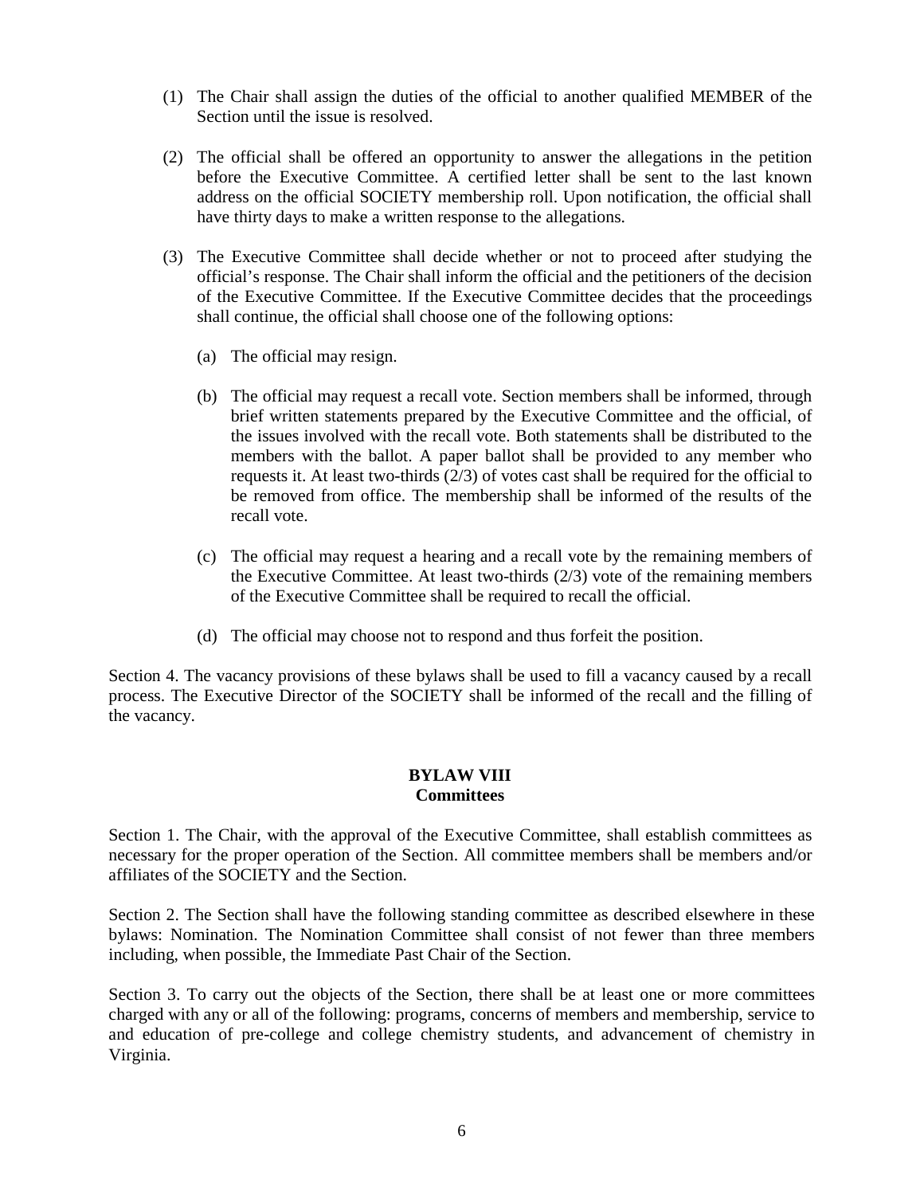(1) The Chair shall assign the duties of the official to another qualified MEMBER of the Section until the issue is resolved.

(2) The official shall be offered an opportunity to answer the allegations in the petition before the Executive Committee. A certified letter shall be sent to the last known address on the official SOCIETY membership roll. Upon notification, the official shall have thirty days to make a written response to the allegations.

(3) The Executive Committee shall decide whether or not to proceed after studying the official's response. The Chair shall inform the official and the petitioners of the decision of the Executive Committee. If the Executive Committee decides that the proceedings shall continue, the official shall choose one of the following options:

   (a) The official may resign.

   (b) The official may request a recall vote. Section members shall be informed, through brief written statements prepared by the Executive Committee and the official, of the issues involved with the recall vote. Both statements shall be distributed to the members with the ballot. A paper ballot shall be provided to any member who requests it. At least two-thirds (2/3) of votes cast shall be required for the official to be removed from office. The membership shall be informed of the results of the recall vote.

   (c) The official may request a hearing and a recall vote by the remaining members of the Executive Committee. At least two-thirds (2/3) vote of the remaining members of the Executive Committee shall be required to recall the official.

   (d) The official may choose not to respond and thus forfeit the position.

Section 4. The vacancy provisions of these bylaws shall be used to fill a vacancy caused by a recall process. The Executive Director of the SOCIETY shall be informed of the recall and the filling of the vacancy.

## BYLAW VIII
## Committees

Section 1. The Chair, with the approval of the Executive Committee, shall establish committees as necessary for the proper operation of the Section. All committee members shall be members and/or affiliates of the SOCIETY and the Section.

Section 2. The Section shall have the following standing committee as described elsewhere in these bylaws: Nomination. The Nomination Committee shall consist of not fewer than three members including, when possible, the Immediate Past Chair of the Section.

Section 3. To carry out the objects of the Section, there shall be at least one or more committees charged with any or all of the following: programs, concerns of members and membership, service to and education of pre-college and college chemistry students, and advancement of chemistry in Virginia.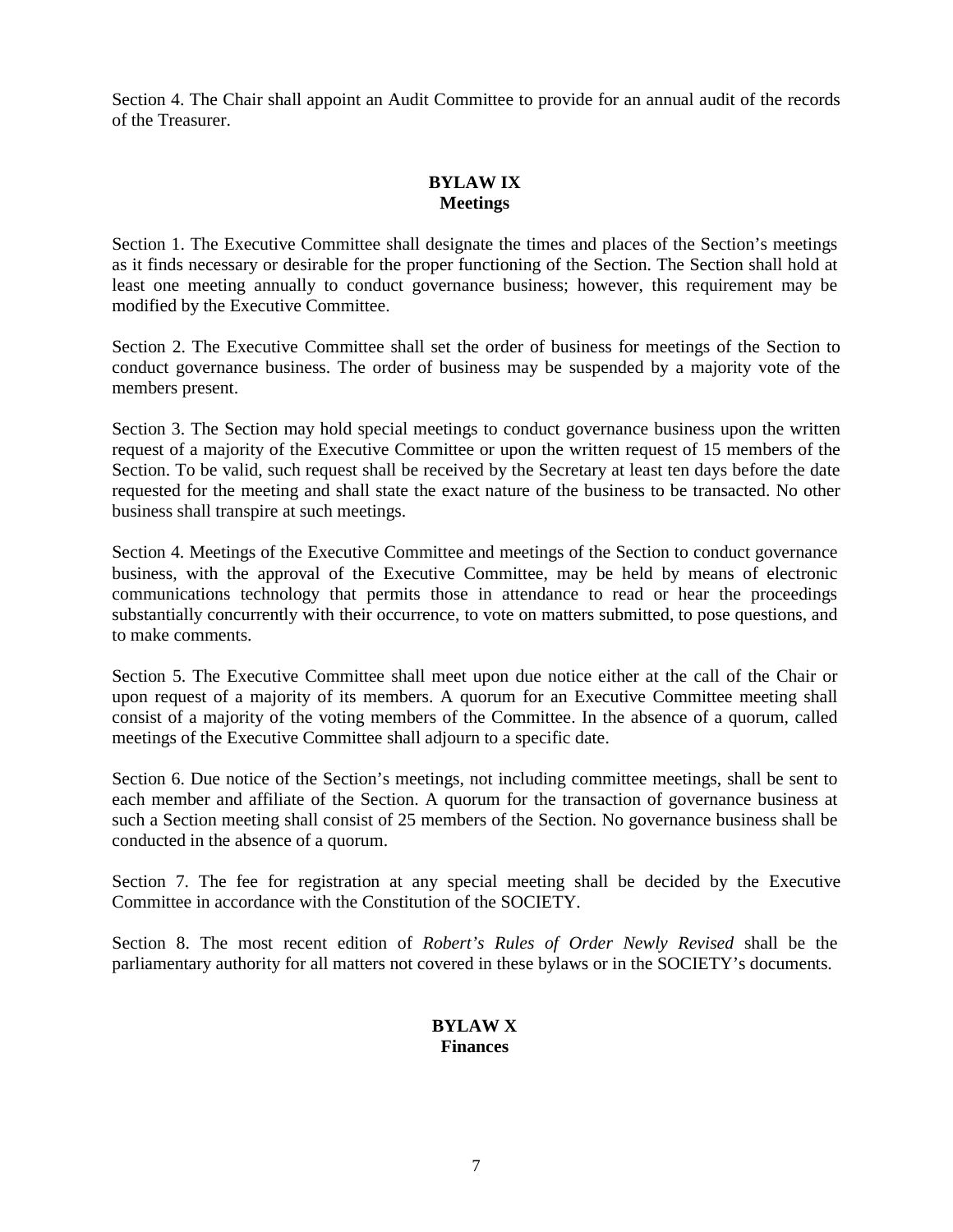Section 4. The Chair shall appoint an Audit Committee to provide for an annual audit of the records of the Treasurer.

## BYLAW IX
## Meetings

Section 1. The Executive Committee shall designate the times and places of the Section's meetings as it finds necessary or desirable for the proper functioning of the Section. The Section shall hold at least one meeting annually to conduct governance business; however, this requirement may be modified by the Executive Committee.

Section 2. The Executive Committee shall set the order of business for meetings of the Section to conduct governance business. The order of business may be suspended by a majority vote of the members present.

Section 3. The Section may hold special meetings to conduct governance business upon the written request of a majority of the Executive Committee or upon the written request of 15 members of the Section. To be valid, such request shall be received by the Secretary at least ten days before the date requested for the meeting and shall state the exact nature of the business to be transacted. No other business shall transpire at such meetings.

Section 4. Meetings of the Executive Committee and meetings of the Section to conduct governance business, with the approval of the Executive Committee, may be held by means of electronic communications technology that permits those in attendance to read or hear the proceedings substantially concurrently with their occurrence, to vote on matters submitted, to pose questions, and to make comments.

Section 5. The Executive Committee shall meet upon due notice either at the call of the Chair or upon request of a majority of its members. A quorum for an Executive Committee meeting shall consist of a majority of the voting members of the Committee. In the absence of a quorum, called meetings of the Executive Committee shall adjourn to a specific date.

Section 6. Due notice of the Section's meetings, not including committee meetings, shall be sent to each member and affiliate of the Section. A quorum for the transaction of governance business at such a Section meeting shall consist of 25 members of the Section. No governance business shall be conducted in the absence of a quorum.

Section 7. The fee for registration at any special meeting shall be decided by the Executive Committee in accordance with the Constitution of the SOCIETY.

Section 8. The most recent edition of *Robert's Rules of Order Newly Revised* shall be the parliamentary authority for all matters not covered in these bylaws or in the SOCIETY's documents.

## BYLAW X
## Finances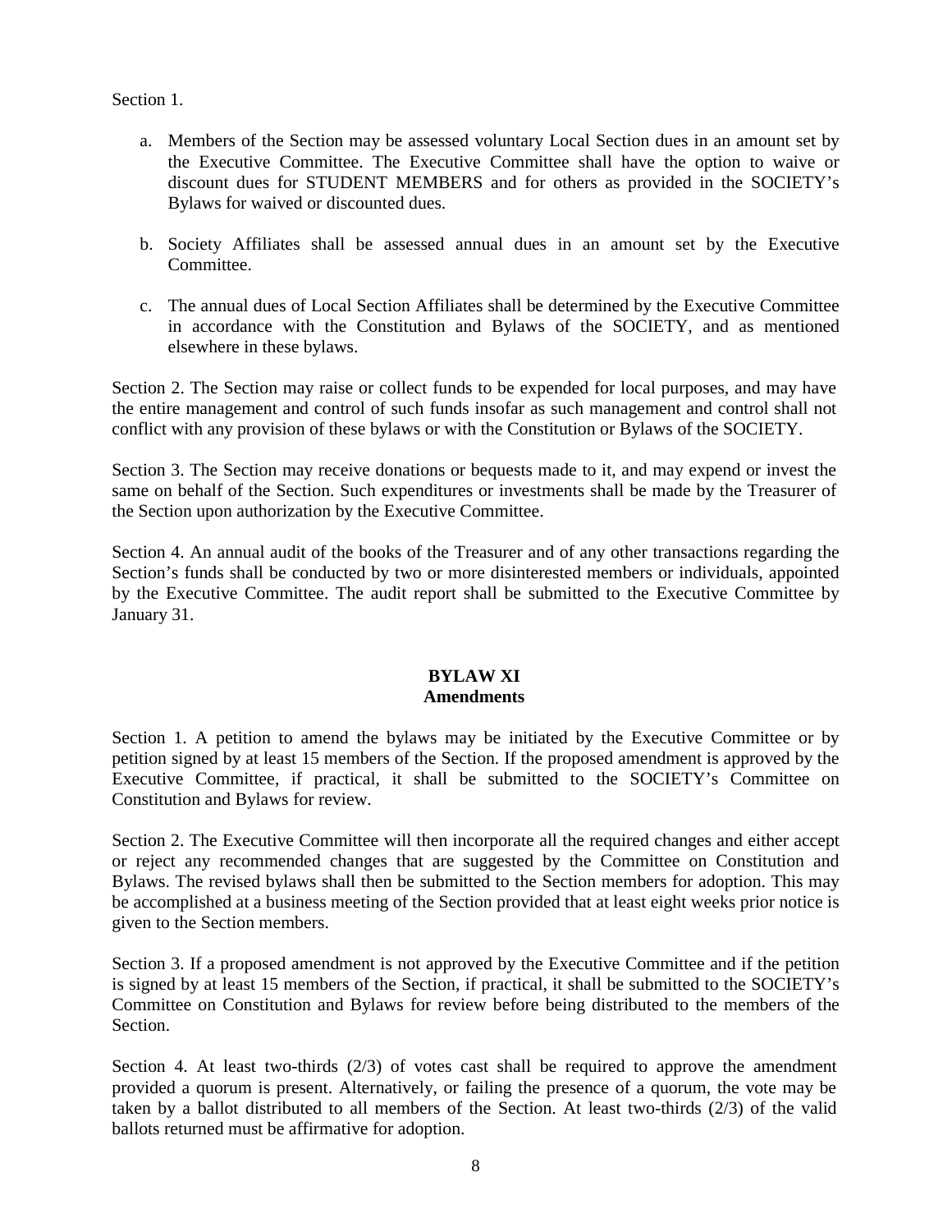Section 1.

a. Members of the Section may be assessed voluntary Local Section dues in an amount set by the Executive Committee. The Executive Committee shall have the option to waive or discount dues for STUDENT MEMBERS and for others as provided in the SOCIETY's Bylaws for waived or discounted dues.

b. Society Affiliates shall be assessed annual dues in an amount set by the Executive Committee.

c. The annual dues of Local Section Affiliates shall be determined by the Executive Committee in accordance with the Constitution and Bylaws of the SOCIETY, and as mentioned elsewhere in these bylaws.

Section 2. The Section may raise or collect funds to be expended for local purposes, and may have the entire management and control of such funds insofar as such management and control shall not conflict with any provision of these bylaws or with the Constitution or Bylaws of the SOCIETY.

Section 3. The Section may receive donations or bequests made to it, and may expend or invest the same on behalf of the Section. Such expenditures or investments shall be made by the Treasurer of the Section upon authorization by the Executive Committee.

Section 4. An annual audit of the books of the Treasurer and of any other transactions regarding the Section's funds shall be conducted by two or more disinterested members or individuals, appointed by the Executive Committee. The audit report shall be submitted to the Executive Committee by January 31.

## BYLAW XI
## Amendments

Section 1. A petition to amend the bylaws may be initiated by the Executive Committee or by petition signed by at least 15 members of the Section. If the proposed amendment is approved by the Executive Committee, if practical, it shall be submitted to the SOCIETY's Committee on Constitution and Bylaws for review.

Section 2. The Executive Committee will then incorporate all the required changes and either accept or reject any recommended changes that are suggested by the Committee on Constitution and Bylaws. The revised bylaws shall then be submitted to the Section members for adoption. This may be accomplished at a business meeting of the Section provided that at least eight weeks prior notice is given to the Section members.

Section 3. If a proposed amendment is not approved by the Executive Committee and if the petition is signed by at least 15 members of the Section, if practical, it shall be submitted to the SOCIETY's Committee on Constitution and Bylaws for review before being distributed to the members of the Section.

Section 4. At least two-thirds (2/3) of votes cast shall be required to approve the amendment provided a quorum is present. Alternatively, or failing the presence of a quorum, the vote may be taken by a ballot distributed to all members of the Section. At least two-thirds (2/3) of the valid ballots returned must be affirmative for adoption.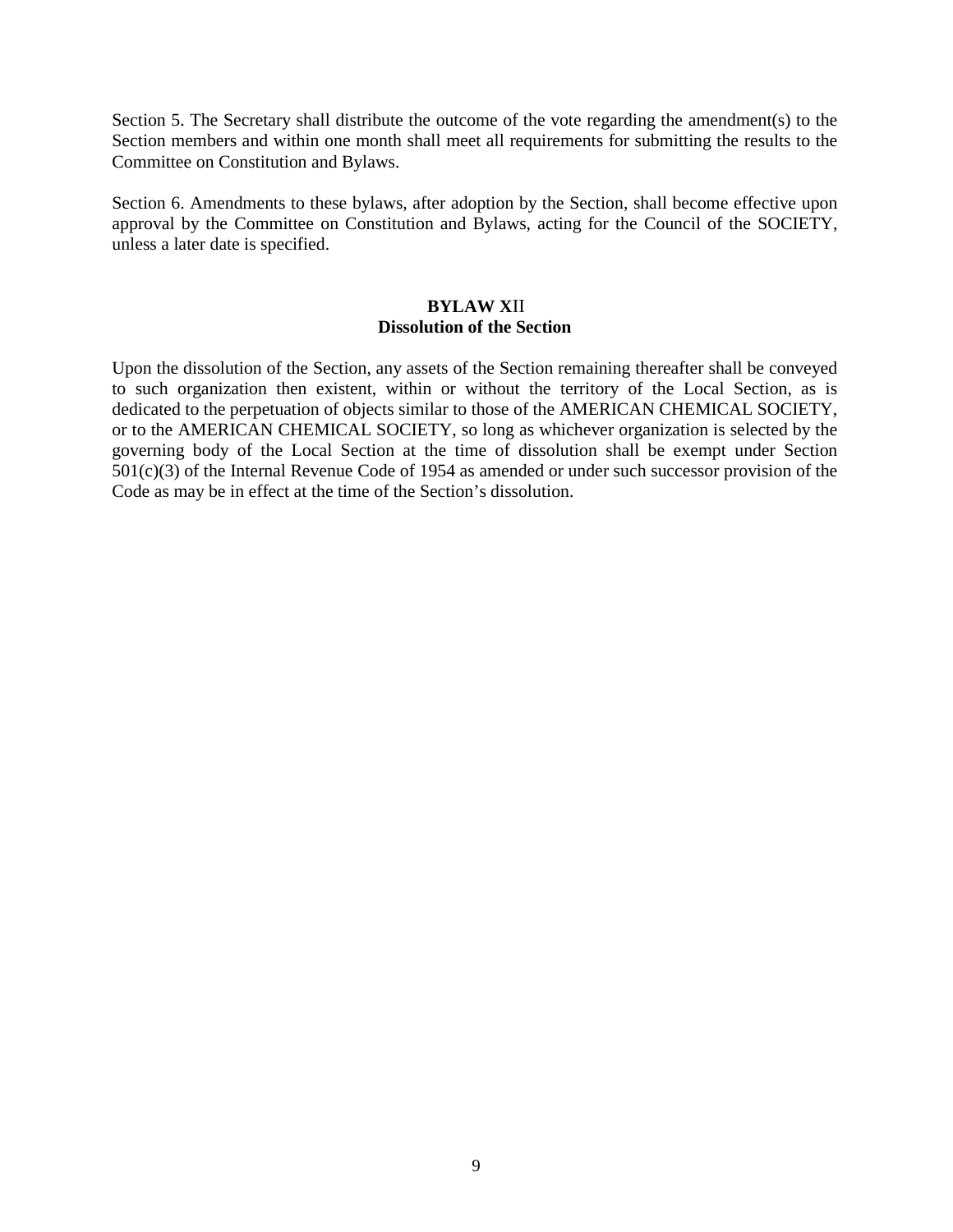Section 5. The Secretary shall distribute the outcome of the vote regarding the amendment(s) to the Section members and within one month shall meet all requirements for submitting the results to the Committee on Constitution and Bylaws.

Section 6. Amendments to these bylaws, after adoption by the Section, shall become effective upon approval by the Committee on Constitution and Bylaws, acting for the Council of the SOCIETY, unless a later date is specified.

## BYLAW XII
## Dissolution of the Section

Upon the dissolution of the Section, any assets of the Section remaining thereafter shall be conveyed to such organization then existent, within or without the territory of the Local Section, as is dedicated to the perpetuation of objects similar to those of the AMERICAN CHEMICAL SOCIETY, or to the AMERICAN CHEMICAL SOCIETY, so long as whichever organization is selected by the governing body of the Local Section at the time of dissolution shall be exempt under Section 501(c)(3) of the Internal Revenue Code of 1954 as amended or under such successor provision of the Code as may be in effect at the time of the Section’s dissolution.